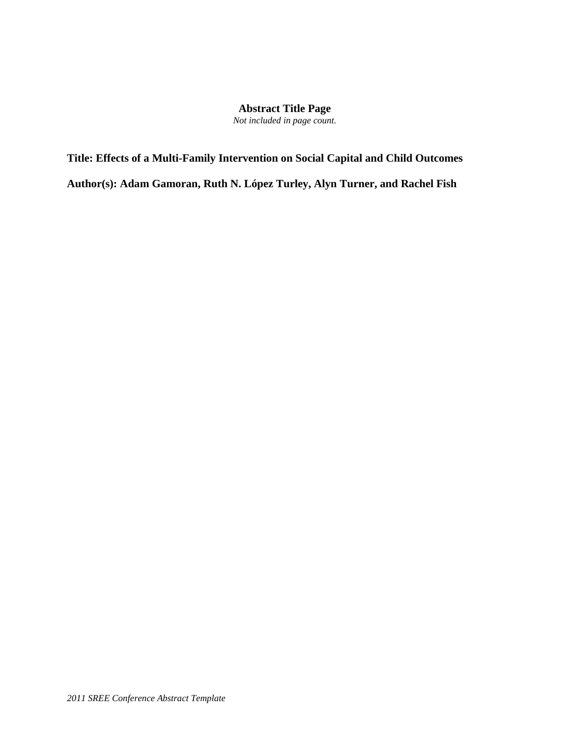# Abstract Title Page

*Not included in page count.*

**Title: Effects of a Multi-Family Intervention on Social Capital and Child Outcomes**

**Author(s): Adam Gamoran, Ruth N. López Turley, Alyn Turner, and Rachel Fish**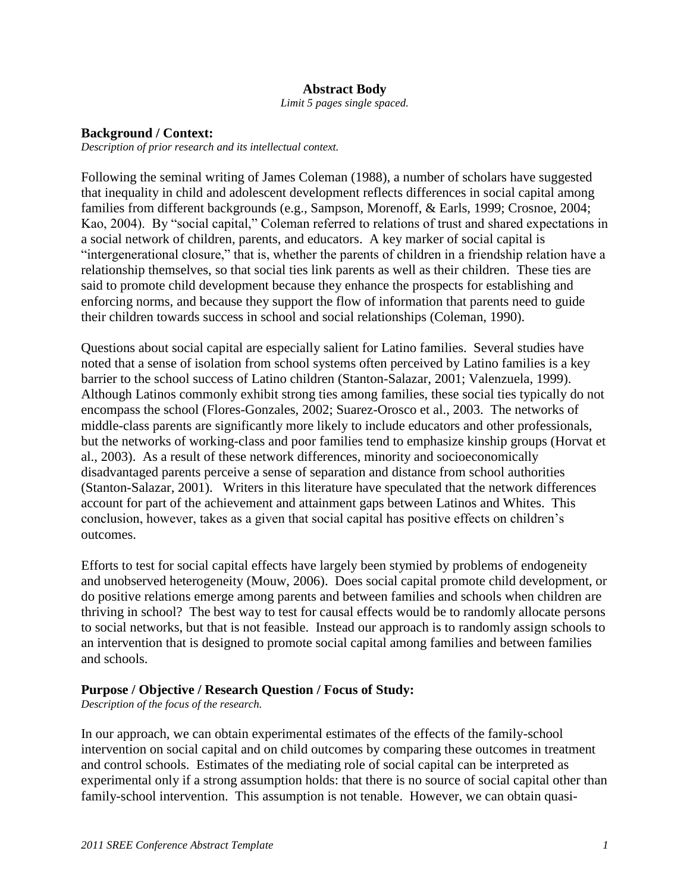**Abstract Body**

*Limit 5 pages single spaced.*

## Background / Context:

*Description of prior research and its intellectual context.*

Following the seminal writing of James Coleman (1988), a number of scholars have suggested that inequality in child and adolescent development reflects differences in social capital among families from different backgrounds (e.g., Sampson, Morenoff, & Earls, 1999; Crosnoe, 2004; Kao, 2004). By "social capital," Coleman referred to relations of trust and shared expectations in a social network of children, parents, and educators. A key marker of social capital is "intergenerational closure," that is, whether the parents of children in a friendship relation have a relationship themselves, so that social ties link parents as well as their children. These ties are said to promote child development because they enhance the prospects for establishing and enforcing norms, and because they support the flow of information that parents need to guide their children towards success in school and social relationships (Coleman, 1990).

Questions about social capital are especially salient for Latino families. Several studies have noted that a sense of isolation from school systems often perceived by Latino families is a key barrier to the school success of Latino children (Stanton-Salazar, 2001; Valenzuela, 1999). Although Latinos commonly exhibit strong ties among families, these social ties typically do not encompass the school (Flores-Gonzales, 2002; Suarez-Orosco et al., 2003. The networks of middle-class parents are significantly more likely to include educators and other professionals, but the networks of working-class and poor families tend to emphasize kinship groups (Horvat et al., 2003). As a result of these network differences, minority and socioeconomically disadvantaged parents perceive a sense of separation and distance from school authorities (Stanton-Salazar, 2001). Writers in this literature have speculated that the network differences account for part of the achievement and attainment gaps between Latinos and Whites. This conclusion, however, takes as a given that social capital has positive effects on children's outcomes.

Efforts to test for social capital effects have largely been stymied by problems of endogeneity and unobserved heterogeneity (Mouw, 2006). Does social capital promote child development, or do positive relations emerge among parents and between families and schools when children are thriving in school? The best way to test for causal effects would be to randomly allocate persons to social networks, but that is not feasible. Instead our approach is to randomly assign schools to an intervention that is designed to promote social capital among families and between families and schools.

## Purpose / Objective / Research Question / Focus of Study:

*Description of the focus of the research.*

In our approach, we can obtain experimental estimates of the effects of the family-school intervention on social capital and on child outcomes by comparing these outcomes in treatment and control schools. Estimates of the mediating role of social capital can be interpreted as experimental only if a strong assumption holds: that there is no source of social capital other than family-school intervention. This assumption is not tenable. However, we can obtain quasi-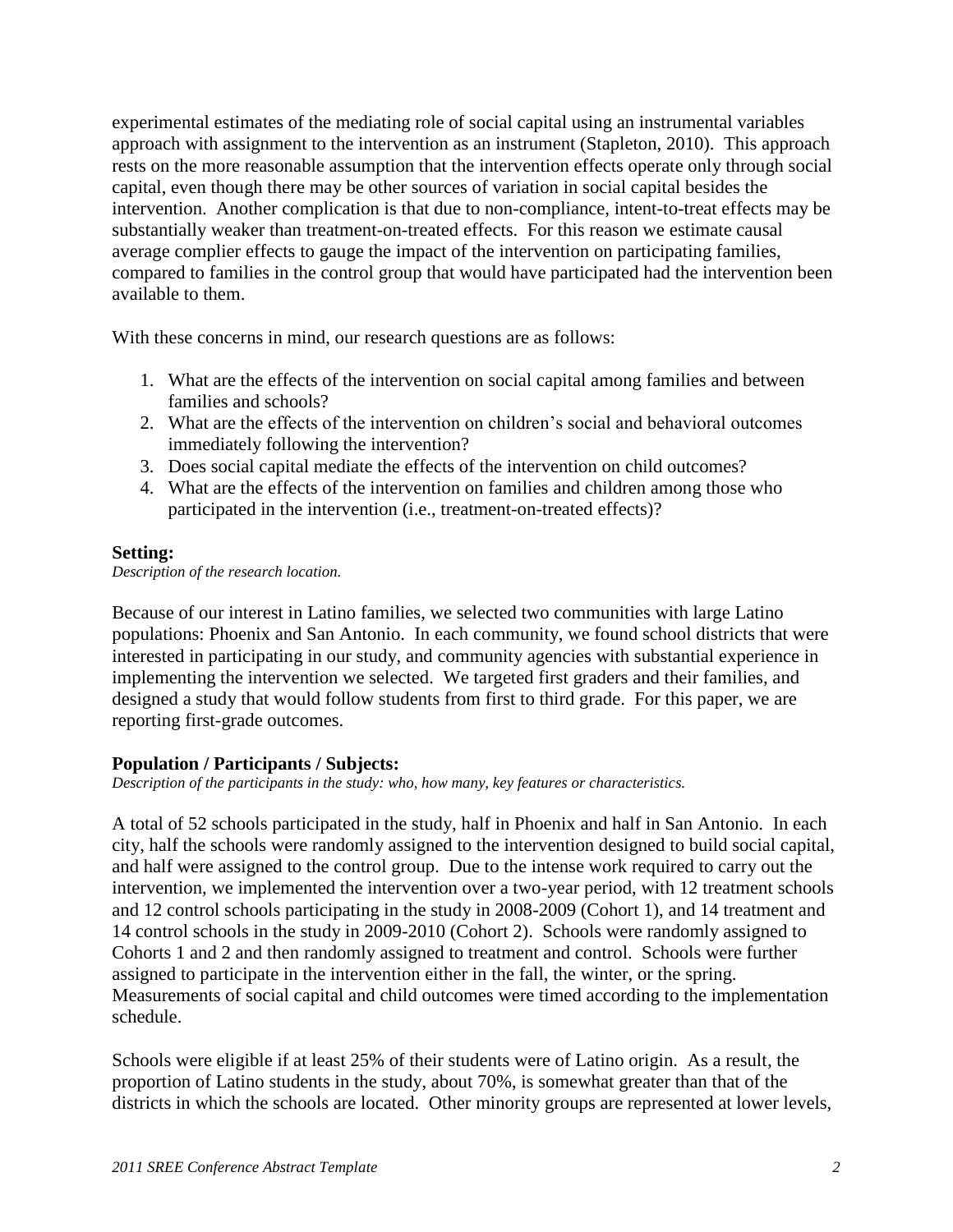experimental estimates of the mediating role of social capital using an instrumental variables approach with assignment to the intervention as an instrument (Stapleton, 2010). This approach rests on the more reasonable assumption that the intervention effects operate only through social capital, even though there may be other sources of variation in social capital besides the intervention. Another complication is that due to non-compliance, intent-to-treat effects may be substantially weaker than treatment-on-treated effects. For this reason we estimate causal average complier effects to gauge the impact of the intervention on participating families, compared to families in the control group that would have participated had the intervention been available to them.

With these concerns in mind, our research questions are as follows:

1. What are the effects of the intervention on social capital among families and between families and schools?
2. What are the effects of the intervention on children's social and behavioral outcomes immediately following the intervention?
3. Does social capital mediate the effects of the intervention on child outcomes?
4. What are the effects of the intervention on families and children among those who participated in the intervention (i.e., treatment-on-treated effects)?

**Setting:**
*Description of the research location.*

Because of our interest in Latino families, we selected two communities with large Latino populations: Phoenix and San Antonio. In each community, we found school districts that were interested in participating in our study, and community agencies with substantial experience in implementing the intervention we selected. We targeted first graders and their families, and designed a study that would follow students from first to third grade. For this paper, we are reporting first-grade outcomes.

**Population / Participants / Subjects:**
*Description of the participants in the study: who, how many, key features or characteristics.*

A total of 52 schools participated in the study, half in Phoenix and half in San Antonio. In each city, half the schools were randomly assigned to the intervention designed to build social capital, and half were assigned to the control group. Due to the intense work required to carry out the intervention, we implemented the intervention over a two-year period, with 12 treatment schools and 12 control schools participating in the study in 2008-2009 (Cohort 1), and 14 treatment and 14 control schools in the study in 2009-2010 (Cohort 2). Schools were randomly assigned to Cohorts 1 and 2 and then randomly assigned to treatment and control. Schools were further assigned to participate in the intervention either in the fall, the winter, or the spring. Measurements of social capital and child outcomes were timed according to the implementation schedule.

Schools were eligible if at least 25% of their students were of Latino origin. As a result, the proportion of Latino students in the study, about 70%, is somewhat greater than that of the districts in which the schools are located. Other minority groups are represented at lower levels,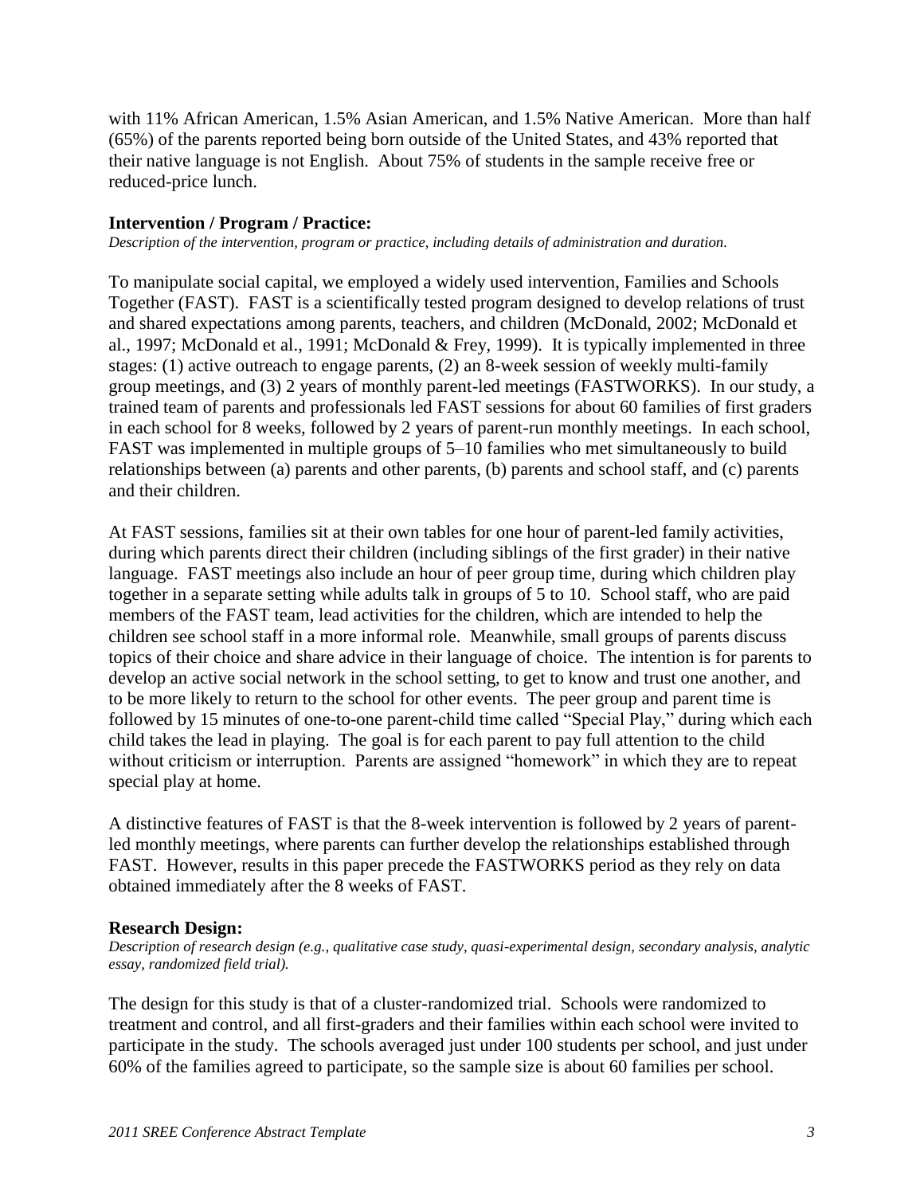with 11% African American, 1.5% Asian American, and 1.5% Native American. More than half (65%) of the parents reported being born outside of the United States, and 43% reported that their native language is not English. About 75% of students in the sample receive free or reduced-price lunch.

**Intervention / Program / Practice:**

*Description of the intervention, program or practice, including details of administration and duration.*

To manipulate social capital, we employed a widely used intervention, Families and Schools Together (FAST). FAST is a scientifically tested program designed to develop relations of trust and shared expectations among parents, teachers, and children (McDonald, 2002; McDonald et al., 1997; McDonald et al., 1991; McDonald & Frey, 1999). It is typically implemented in three stages: (1) active outreach to engage parents, (2) an 8-week session of weekly multi-family group meetings, and (3) 2 years of monthly parent-led meetings (FASTWORKS). In our study, a trained team of parents and professionals led FAST sessions for about 60 families of first graders in each school for 8 weeks, followed by 2 years of parent-run monthly meetings. In each school, FAST was implemented in multiple groups of 5–10 families who met simultaneously to build relationships between (a) parents and other parents, (b) parents and school staff, and (c) parents and their children.

At FAST sessions, families sit at their own tables for one hour of parent-led family activities, during which parents direct their children (including siblings of the first grader) in their native language. FAST meetings also include an hour of peer group time, during which children play together in a separate setting while adults talk in groups of 5 to 10. School staff, who are paid members of the FAST team, lead activities for the children, which are intended to help the children see school staff in a more informal role. Meanwhile, small groups of parents discuss topics of their choice and share advice in their language of choice. The intention is for parents to develop an active social network in the school setting, to get to know and trust one another, and to be more likely to return to the school for other events. The peer group and parent time is followed by 15 minutes of one-to-one parent-child time called "Special Play," during which each child takes the lead in playing. The goal is for each parent to pay full attention to the child without criticism or interruption. Parents are assigned "homework" in which they are to repeat special play at home.

A distinctive features of FAST is that the 8-week intervention is followed by 2 years of parent-led monthly meetings, where parents can further develop the relationships established through FAST. However, results in this paper precede the FASTWORKS period as they rely on data obtained immediately after the 8 weeks of FAST.

**Research Design:**

*Description of research design (e.g., qualitative case study, quasi-experimental design, secondary analysis, analytic essay, randomized field trial).*

The design for this study is that of a cluster-randomized trial. Schools were randomized to treatment and control, and all first-graders and their families within each school were invited to participate in the study. The schools averaged just under 100 students per school, and just under 60% of the families agreed to participate, so the sample size is about 60 families per school.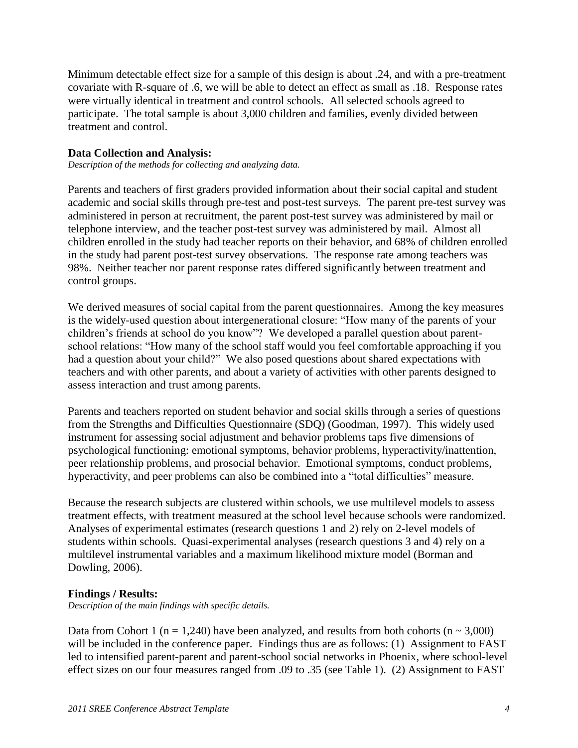Minimum detectable effect size for a sample of this design is about .24, and with a pre-treatment covariate with R-square of .6, we will be able to detect an effect as small as .18. Response rates were virtually identical in treatment and control schools. All selected schools agreed to participate. The total sample is about 3,000 children and families, evenly divided between treatment and control.

**Data Collection and Analysis:**

*Description of the methods for collecting and analyzing data.*

Parents and teachers of first graders provided information about their social capital and student academic and social skills through pre-test and post-test surveys. The parent pre-test survey was administered in person at recruitment, the parent post-test survey was administered by mail or telephone interview, and the teacher post-test survey was administered by mail. Almost all children enrolled in the study had teacher reports on their behavior, and 68% of children enrolled in the study had parent post-test survey observations. The response rate among teachers was 98%. Neither teacher nor parent response rates differed significantly between treatment and control groups.

We derived measures of social capital from the parent questionnaires. Among the key measures is the widely-used question about intergenerational closure: "How many of the parents of your children's friends at school do you know"? We developed a parallel question about parent-school relations: "How many of the school staff would you feel comfortable approaching if you had a question about your child?" We also posed questions about shared expectations with teachers and with other parents, and about a variety of activities with other parents designed to assess interaction and trust among parents.

Parents and teachers reported on student behavior and social skills through a series of questions from the Strengths and Difficulties Questionnaire (SDQ) (Goodman, 1997). This widely used instrument for assessing social adjustment and behavior problems taps five dimensions of psychological functioning: emotional symptoms, behavior problems, hyperactivity/inattention, peer relationship problems, and prosocial behavior. Emotional symptoms, conduct problems, hyperactivity, and peer problems can also be combined into a "total difficulties" measure.

Because the research subjects are clustered within schools, we use multilevel models to assess treatment effects, with treatment measured at the school level because schools were randomized. Analyses of experimental estimates (research questions 1 and 2) rely on 2-level models of students within schools. Quasi-experimental analyses (research questions 3 and 4) rely on a multilevel instrumental variables and a maximum likelihood mixture model (Borman and Dowling, 2006).

**Findings / Results:**

*Description of the main findings with specific details.*

Data from Cohort 1 ($n = 1,240$) have been analyzed, and results from both cohorts ($n \sim 3,000$) will be included in the conference paper. Findings thus are as follows: (1) Assignment to FAST led to intensified parent-parent and parent-school social networks in Phoenix, where school-level effect sizes on our four measures ranged from .09 to .35 (see Table 1). (2) Assignment to FAST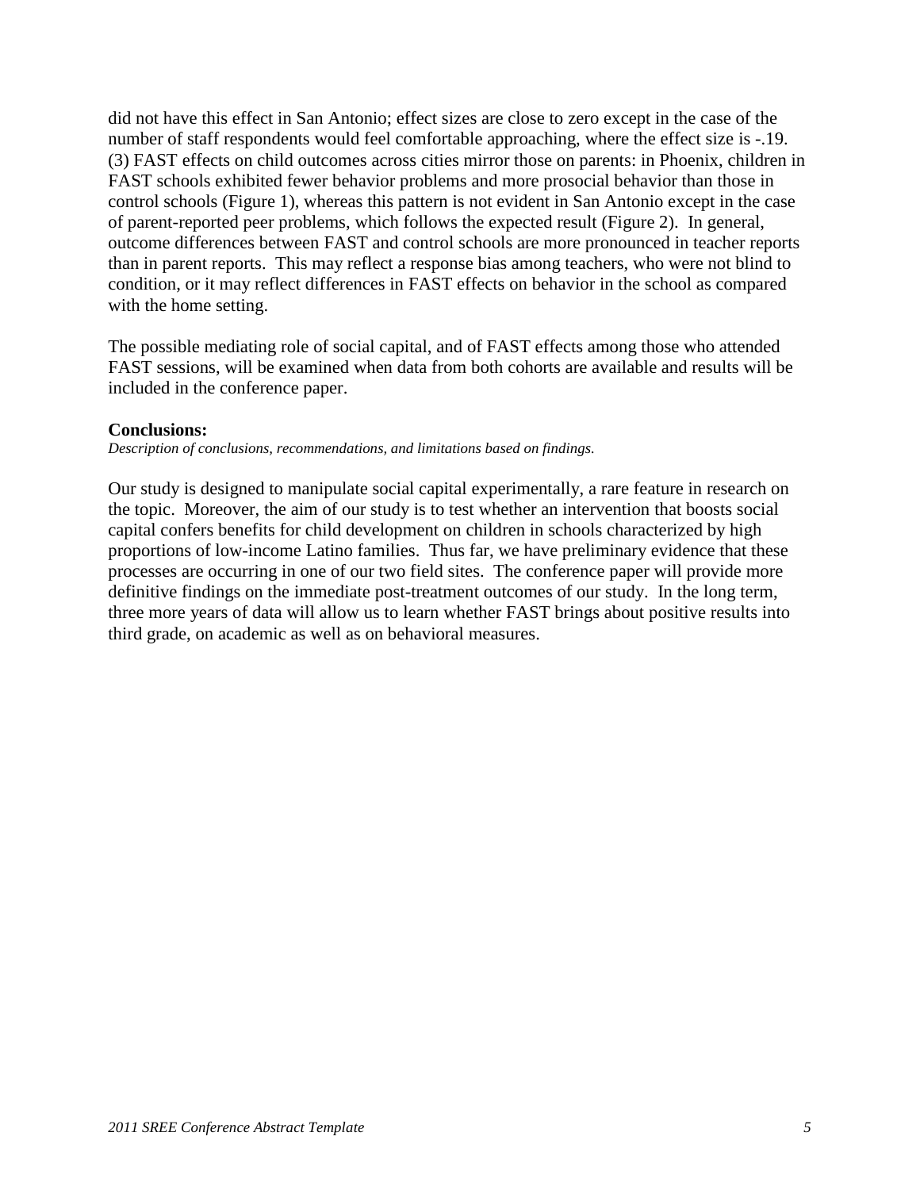did not have this effect in San Antonio; effect sizes are close to zero except in the case of the number of staff respondents would feel comfortable approaching, where the effect size is -.19. (3) FAST effects on child outcomes across cities mirror those on parents: in Phoenix, children in FAST schools exhibited fewer behavior problems and more prosocial behavior than those in control schools (Figure 1), whereas this pattern is not evident in San Antonio except in the case of parent-reported peer problems, which follows the expected result (Figure 2). In general, outcome differences between FAST and control schools are more pronounced in teacher reports than in parent reports. This may reflect a response bias among teachers, who were not blind to condition, or it may reflect differences in FAST effects on behavior in the school as compared with the home setting.

The possible mediating role of social capital, and of FAST effects among those who attended FAST sessions, will be examined when data from both cohorts are available and results will be included in the conference paper.

**Conclusions:**

*Description of conclusions, recommendations, and limitations based on findings.*

Our study is designed to manipulate social capital experimentally, a rare feature in research on the topic. Moreover, the aim of our study is to test whether an intervention that boosts social capital confers benefits for child development on children in schools characterized by high proportions of low-income Latino families. Thus far, we have preliminary evidence that these processes are occurring in one of our two field sites. The conference paper will provide more definitive findings on the immediate post-treatment outcomes of our study. In the long term, three more years of data will allow us to learn whether FAST brings about positive results into third grade, on academic as well as on behavioral measures.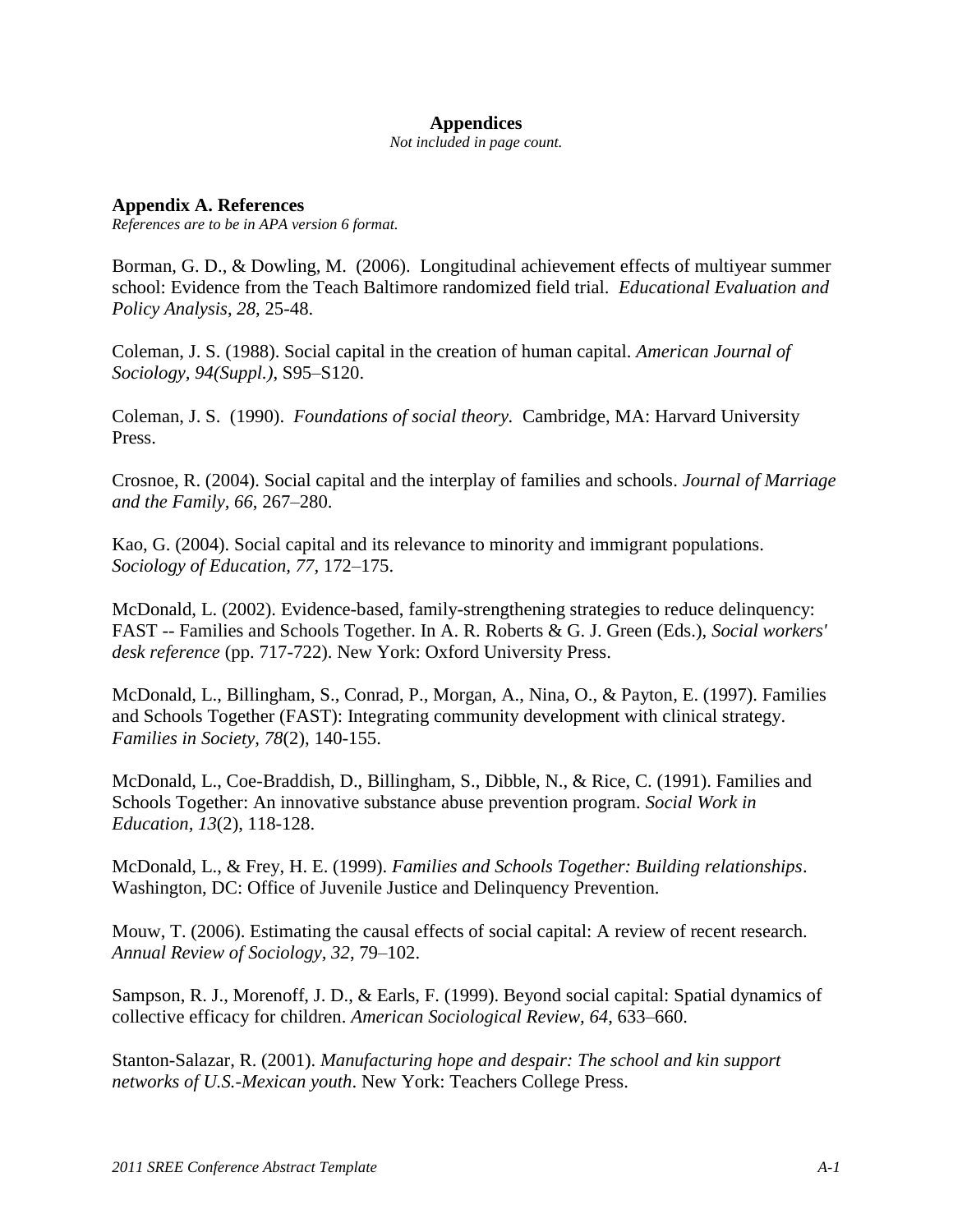## Appendices

*Not included in page count.*

### Appendix A. References

*References are to be in APA version 6 format.*

Borman, G. D., & Dowling, M. (2006). Longitudinal achievement effects of multiyear summer school: Evidence from the Teach Baltimore randomized field trial. *Educational Evaluation and Policy Analysis*, *28*, 25-48.

Coleman, J. S. (1988). Social capital in the creation of human capital. *American Journal of Sociology, 94(Suppl.)*, S95–S120.

Coleman, J. S. (1990). *Foundations of social theory.* Cambridge, MA: Harvard University Press.

Crosnoe, R. (2004). Social capital and the interplay of families and schools. *Journal of Marriage and the Family, 66*, 267–280.

Kao, G. (2004). Social capital and its relevance to minority and immigrant populations. *Sociology of Education, 77*, 172–175.

McDonald, L. (2002). Evidence-based, family-strengthening strategies to reduce delinquency: FAST -- Families and Schools Together. In A. R. Roberts & G. J. Green (Eds.), *Social workers' desk reference* (pp. 717-722). New York: Oxford University Press.

McDonald, L., Billingham, S., Conrad, P., Morgan, A., Nina, O., & Payton, E. (1997). Families and Schools Together (FAST): Integrating community development with clinical strategy. *Families in Society, 78*(2), 140-155.

McDonald, L., Coe-Braddish, D., Billingham, S., Dibble, N., & Rice, C. (1991). Families and Schools Together: An innovative substance abuse prevention program. *Social Work in Education, 13*(2), 118-128.

McDonald, L., & Frey, H. E. (1999). *Families and Schools Together: Building relationships*. Washington, DC: Office of Juvenile Justice and Delinquency Prevention.

Mouw, T. (2006). Estimating the causal effects of social capital: A review of recent research. *Annual Review of Sociology, 32*, 79–102.

Sampson, R. J., Morenoff, J. D., & Earls, F. (1999). Beyond social capital: Spatial dynamics of collective efficacy for children. *American Sociological Review, 64*, 633–660.

Stanton-Salazar, R. (2001). *Manufacturing hope and despair: The school and kin support networks of U.S.-Mexican youth*. New York: Teachers College Press.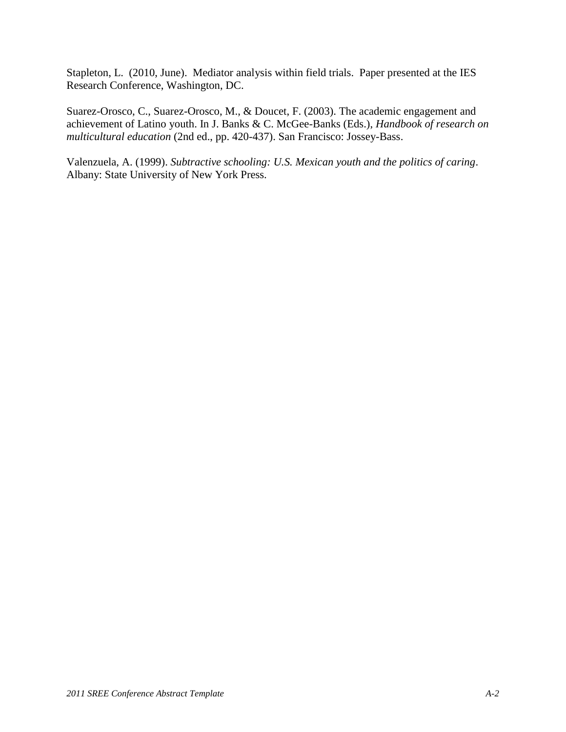Stapleton, L. (2010, June). Mediator analysis within field trials. Paper presented at the IES Research Conference, Washington, DC.

Suarez-Orosco, C., Suarez-Orosco, M., & Doucet, F. (2003). The academic engagement and achievement of Latino youth. In J. Banks & C. McGee-Banks (Eds.), *Handbook of research on multicultural education* (2nd ed., pp. 420-437). San Francisco: Jossey-Bass.

Valenzuela, A. (1999). *Subtractive schooling: U.S. Mexican youth and the politics of caring*. Albany: State University of New York Press.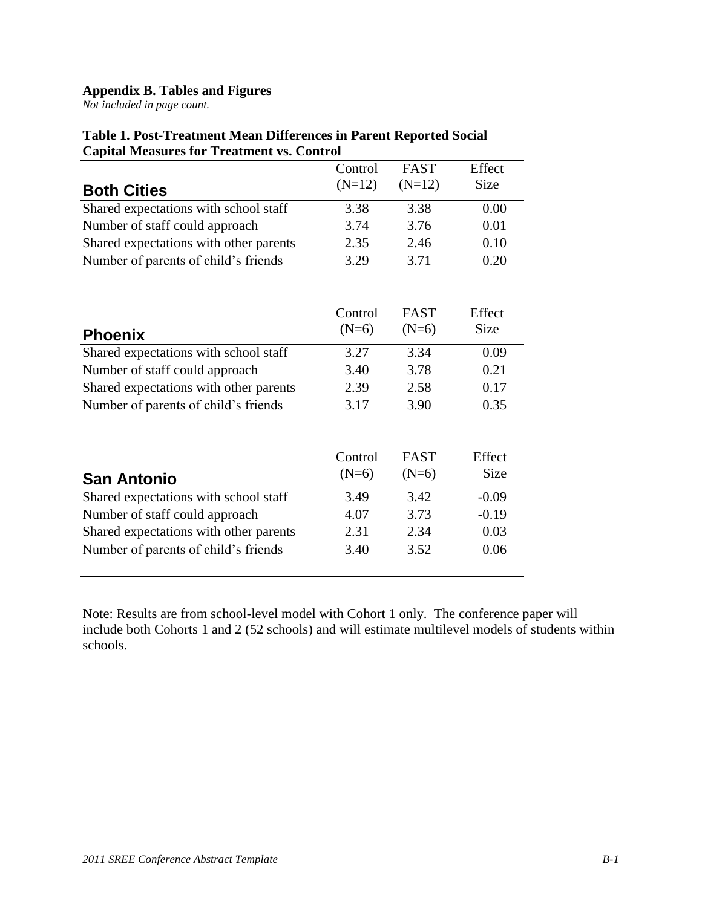**Appendix B. Tables and Figures**

*Not included in page count.*

**Table 1. Post-Treatment Mean Differences in Parent Reported Social Capital Measures for Treatment vs. Control**

| **Both Cities** | Control (N=12) | FAST (N=12) | Effect Size |
|---|---|---|---|
| Shared expectations with school staff | 3.38 | 3.38 | 0.00 |
| Number of staff could approach | 3.74 | 3.76 | 0.01 |
| Shared expectations with other parents | 2.35 | 2.46 | 0.10 |
| Number of parents of child's friends | 3.29 | 3.71 | 0.20 |

| **Phoenix** | Control (N=6) | FAST (N=6) | Effect Size |
|---|---|---|---|
| Shared expectations with school staff | 3.27 | 3.34 | 0.09 |
| Number of staff could approach | 3.40 | 3.78 | 0.21 |
| Shared expectations with other parents | 2.39 | 2.58 | 0.17 |
| Number of parents of child's friends | 3.17 | 3.90 | 0.35 |

| **San Antonio** | Control (N=6) | FAST (N=6) | Effect Size |
|---|---|---|---|
| Shared expectations with school staff | 3.49 | 3.42 | -0.09 |
| Number of staff could approach | 4.07 | 3.73 | -0.19 |
| Shared expectations with other parents | 2.31 | 2.34 | 0.03 |
| Number of parents of child's friends | 3.40 | 3.52 | 0.06 |

Note: Results are from school-level model with Cohort 1 only. The conference paper will include both Cohorts 1 and 2 (52 schools) and will estimate multilevel models of students within schools.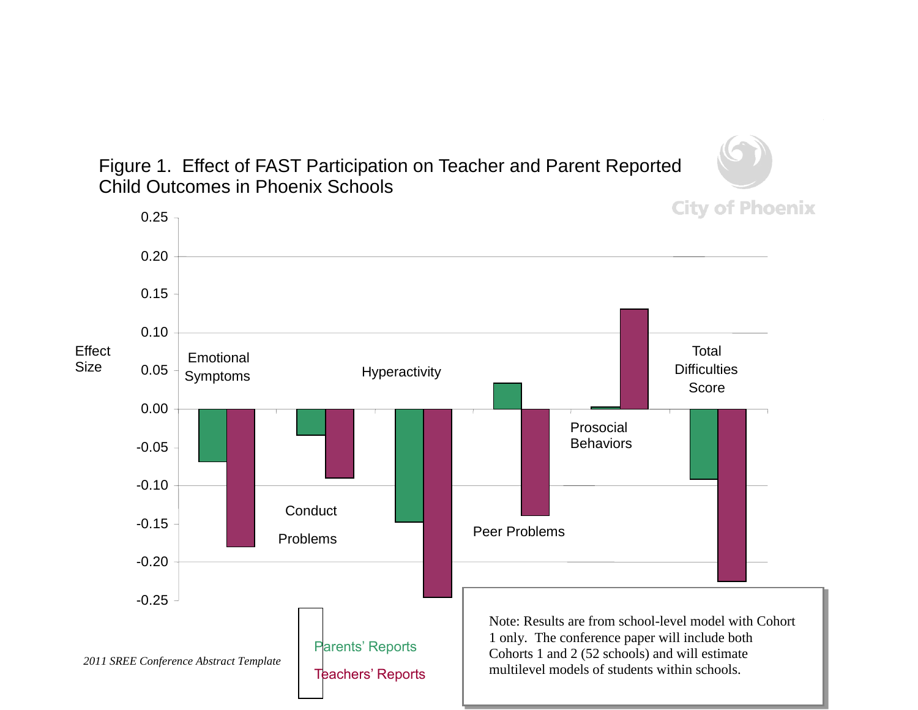Figure 1. Effect of FAST Participation on Teacher and Parent Reported Child Outcomes in Phoenix Schools

City of Phoenix

Effect Size

0.25
0.20
0.15
0.10
0.05
0.00
-0.05
-0.10
-0.15
-0.20
-0.25

Emotional Symptoms

Conduct Problems

Hyperactivity

Peer Problems

Prosocial Behaviors

Total Difficulties Score

Parents' Reports

Teachers' Reports

Note: Results are from school-level model with Cohort 1 only. The conference paper will include both Cohorts 1 and 2 (52 schools) and will estimate multilevel models of students within schools.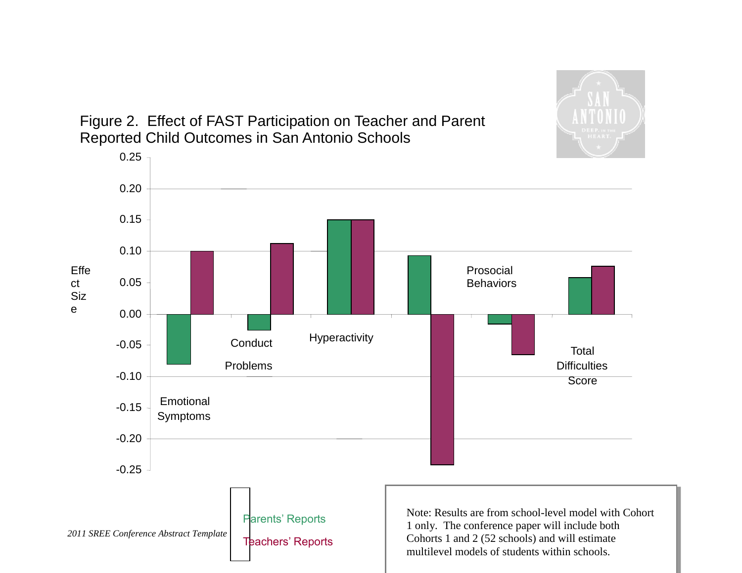Figure 2. Effect of FAST Participation on Teacher and Parent Reported Child Outcomes in San Antonio Schools

Effect Size

0.25
0.20
0.15
0.10
0.05
0.00
-0.05
-0.10
-0.15
-0.20
-0.25

Emotional Symptoms
Conduct Problems
Hyperactivity
Prosocial Behaviors
Total Difficulties Score

Parents' Reports
Teachers' Reports

Note: Results are from school-level model with Cohort 1 only. The conference paper will include both Cohorts 1 and 2 (52 schools) and will estimate multilevel models of students within schools.